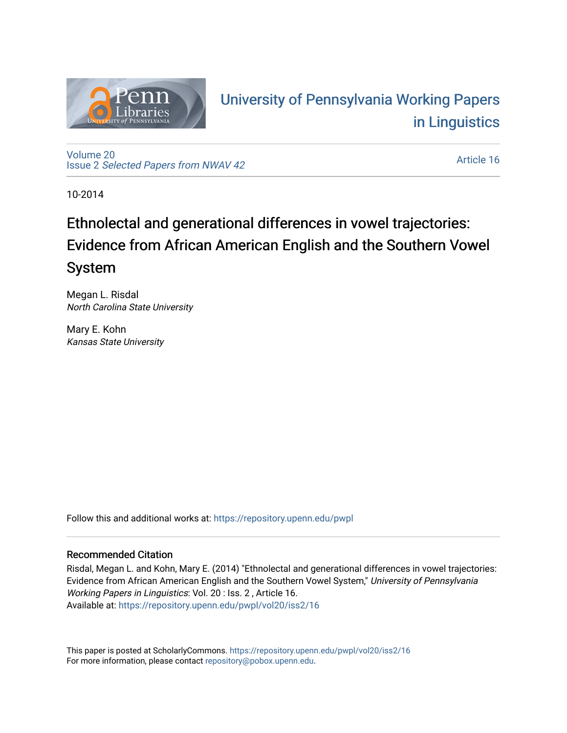University of Pennsylvania Working Papers in Linguistics

Volume 20
Issue 2 *Selected Papers from NWAV 42*

Article 16

10-2014

# Ethnolectal and generational differences in vowel trajectories: Evidence from African American English and the Southern Vowel System

Megan L. Risdal
*North Carolina State University*

Mary E. Kohn
*Kansas State University*

Follow this and additional works at: https://repository.upenn.edu/pwpl

## Recommended Citation

Risdal, Megan L. and Kohn, Mary E. (2014) "Ethnolectal and generational differences in vowel trajectories: Evidence from African American English and the Southern Vowel System," *University of Pennsylvania Working Papers in Linguistics*: Vol. 20 : Iss. 2 , Article 16.
Available at: https://repository.upenn.edu/pwpl/vol20/iss2/16

This paper is posted at ScholarlyCommons. https://repository.upenn.edu/pwpl/vol20/iss2/16
For more information, please contact repository@pobox.upenn.edu.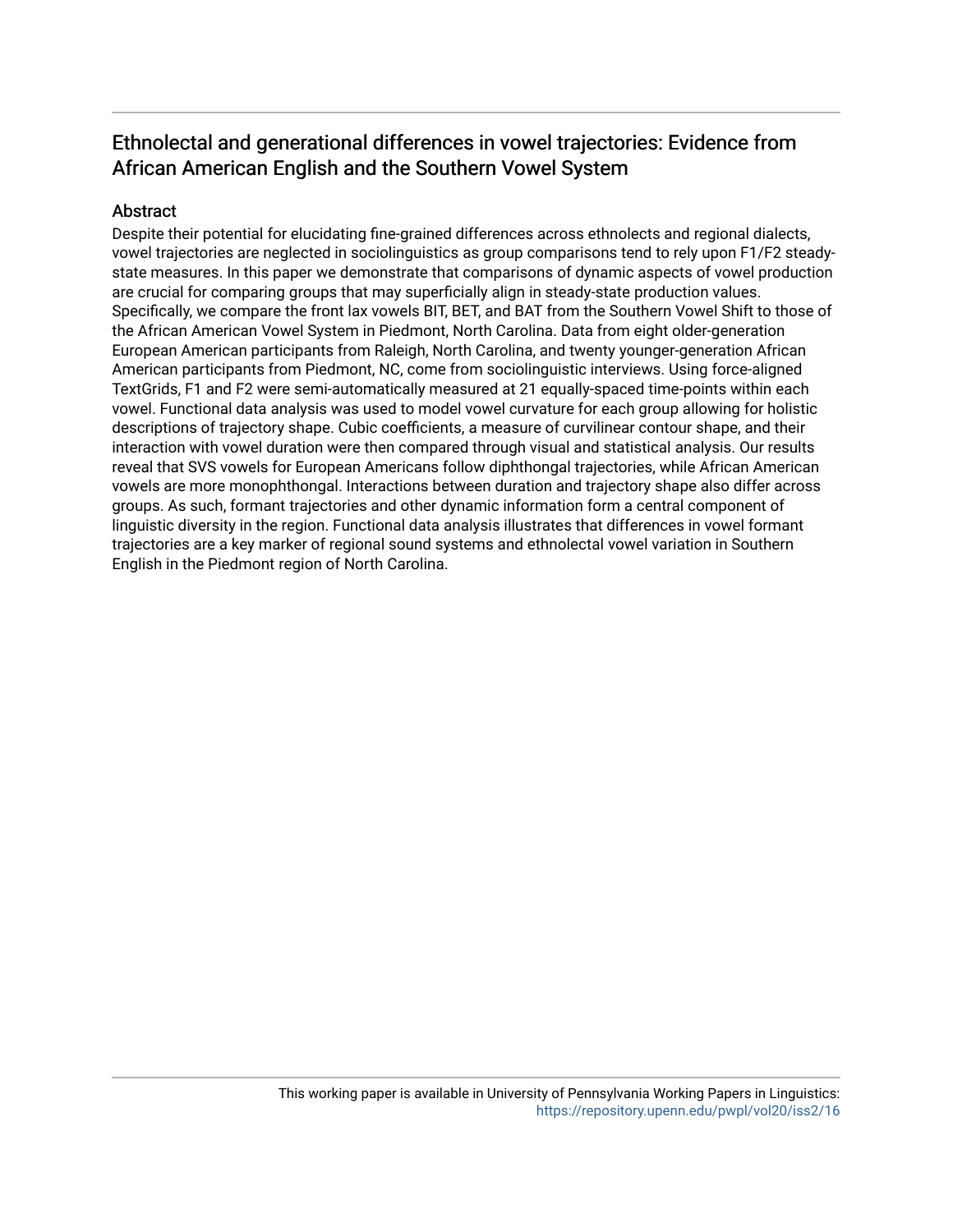# Ethnolectal and generational differences in vowel trajectories: Evidence from African American English and the Southern Vowel System

## Abstract

Despite their potential for elucidating fine-grained differences across ethnolects and regional dialects, vowel trajectories are neglected in sociolinguistics as group comparisons tend to rely upon F1/F2 steady-state measures. In this paper we demonstrate that comparisons of dynamic aspects of vowel production are crucial for comparing groups that may superficially align in steady-state production values. Specifically, we compare the front lax vowels BIT, BET, and BAT from the Southern Vowel Shift to those of the African American Vowel System in Piedmont, North Carolina. Data from eight older-generation European American participants from Raleigh, North Carolina, and twenty younger-generation African American participants from Piedmont, NC, come from sociolinguistic interviews. Using force-aligned TextGrids, F1 and F2 were semi-automatically measured at 21 equally-spaced time-points within each vowel. Functional data analysis was used to model vowel curvature for each group allowing for holistic descriptions of trajectory shape. Cubic coefficients, a measure of curvilinear contour shape, and their interaction with vowel duration were then compared through visual and statistical analysis. Our results reveal that SVS vowels for European Americans follow diphthongal trajectories, while African American vowels are more monophthongal. Interactions between duration and trajectory shape also differ across groups. As such, formant trajectories and other dynamic information form a central component of linguistic diversity in the region. Functional data analysis illustrates that differences in vowel formant trajectories are a key marker of regional sound systems and ethnolectal vowel variation in Southern English in the Piedmont region of North Carolina.

This working paper is available in University of Pennsylvania Working Papers in Linguistics: https://repository.upenn.edu/pwpl/vol20/iss2/16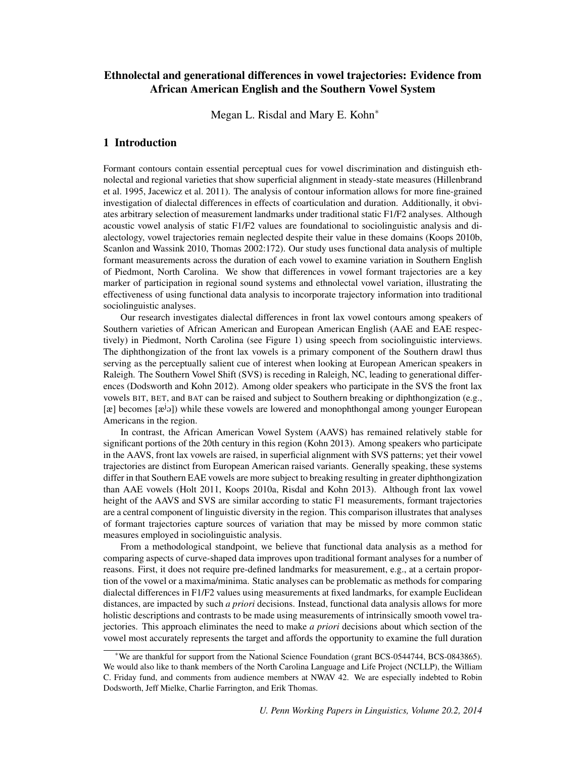# Ethnolectal and generational differences in vowel trajectories: Evidence from African American English and the Southern Vowel System

Megan L. Risdal and Mary E. Kohn*

## 1 Introduction

Formant contours contain essential perceptual cues for vowel discrimination and distinguish ethnolectal and regional varieties that show superficial alignment in steady-state measures (Hillenbrand et al. 1995, Jacewicz et al. 2011). The analysis of contour information allows for more fine-grained investigation of dialectal differences in effects of coarticulation and duration. Additionally, it obviates arbitrary selection of measurement landmarks under traditional static F1/F2 analyses. Although acoustic vowel analysis of static F1/F2 values are foundational to sociolinguistic analysis and dialectology, vowel trajectories remain neglected despite their value in these domains (Koops 2010b, Scanlon and Wassink 2010, Thomas 2002:172). Our study uses functional data analysis of multiple formant measurements across the duration of each vowel to examine variation in Southern English of Piedmont, North Carolina. We show that differences in vowel formant trajectories are a key marker of participation in regional sound systems and ethnolectal vowel variation, illustrating the effectiveness of using functional data analysis to incorporate trajectory information into traditional sociolinguistic analyses.

Our research investigates dialectal differences in front lax vowel contours among speakers of Southern varieties of African American and European American English (AAE and EAE respectively) in Piedmont, North Carolina (see Figure 1) using speech from sociolinguistic interviews. The diphthongization of the front lax vowels is a primary component of the Southern drawl thus serving as the perceptually salient cue of interest when looking at European American speakers in Raleigh. The Southern Vowel Shift (SVS) is receding in Raleigh, NC, leading to generational differences (Dodsworth and Kohn 2012). Among older speakers who participate in the SVS the front lax vowels BIT, BET, and BAT can be raised and subject to Southern breaking or diphthongization (e.g., [æ] becomes [æʲə]) while these vowels are lowered and monophthongal among younger European Americans in the region.

In contrast, the African American Vowel System (AAVS) has remained relatively stable for significant portions of the 20th century in this region (Kohn 2013). Among speakers who participate in the AAVS, front lax vowels are raised, in superficial alignment with SVS patterns; yet their vowel trajectories are distinct from European American raised variants. Generally speaking, these systems differ in that Southern EAE vowels are more subject to breaking resulting in greater diphthongization than AAE vowels (Holt 2011, Koops 2010a, Risdal and Kohn 2013). Although front lax vowel height of the AAVS and SVS are similar according to static F1 measurements, formant trajectories are a central component of linguistic diversity in the region. This comparison illustrates that analyses of formant trajectories capture sources of variation that may be missed by more common static measures employed in sociolinguistic analysis.

From a methodological standpoint, we believe that functional data analysis as a method for comparing aspects of curve-shaped data improves upon traditional formant analyses for a number of reasons. First, it does not require pre-defined landmarks for measurement, e.g., at a certain proportion of the vowel or a maxima/minima. Static analyses can be problematic as methods for comparing dialectal differences in F1/F2 values using measurements at fixed landmarks, for example Euclidean distances, are impacted by such *a priori* decisions. Instead, functional data analysis allows for more holistic descriptions and contrasts to be made using measurements of intrinsically smooth vowel trajectories. This approach eliminates the need to make *a priori* decisions about which section of the vowel most accurately represents the target and affords the opportunity to examine the full duration

*We are thankful for support from the National Science Foundation (grant BCS-0544744, BCS-0843865). We would also like to thank members of the North Carolina Language and Life Project (NCLLP), the William C. Friday fund, and comments from audience members at NWAV 42. We are especially indebted to Robin Dodsworth, Jeff Mielke, Charlie Farrington, and Erik Thomas.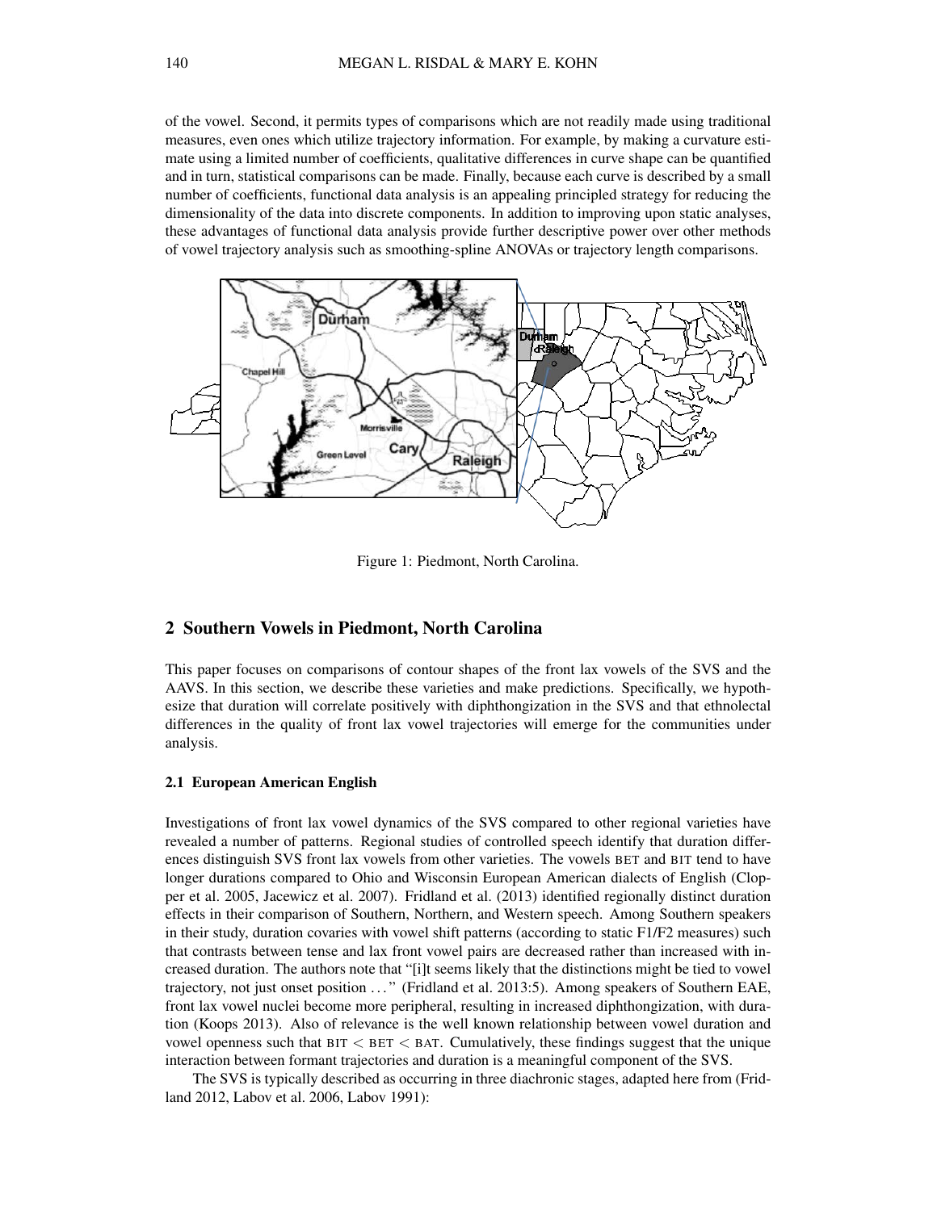of the vowel. Second, it permits types of comparisons which are not readily made using traditional measures, even ones which utilize trajectory information. For example, by making a curvature estimate using a limited number of coefficients, qualitative differences in curve shape can be quantified and in turn, statistical comparisons can be made. Finally, because each curve is described by a small number of coefficients, functional data analysis is an appealing principled strategy for reducing the dimensionality of the data into discrete components. In addition to improving upon static analyses, these advantages of functional data analysis provide further descriptive power over other methods of vowel trajectory analysis such as smoothing-spline ANOVAs or trajectory length comparisons.

Figure 1: Piedmont, North Carolina.

## 2 Southern Vowels in Piedmont, North Carolina

This paper focuses on comparisons of contour shapes of the front lax vowels of the SVS and the AAVS. In this section, we describe these varieties and make predictions. Specifically, we hypothesize that duration will correlate positively with diphthongization in the SVS and that ethnolectal differences in the quality of front lax vowel trajectories will emerge for the communities under analysis.

### 2.1 European American English

Investigations of front lax vowel dynamics of the SVS compared to other regional varieties have revealed a number of patterns. Regional studies of controlled speech identify that duration differences distinguish SVS front lax vowels from other varieties. The vowels BET and BIT tend to have longer durations compared to Ohio and Wisconsin European American dialects of English (Clopper et al. 2005, Jacewicz et al. 2007). Fridland et al. (2013) identified regionally distinct duration effects in their comparison of Southern, Northern, and Western speech. Among Southern speakers in their study, duration covaries with vowel shift patterns (according to static F1/F2 measures) such that contrasts between tense and lax front vowel pairs are decreased rather than increased with increased duration. The authors note that "[i]t seems likely that the distinctions might be tied to vowel trajectory, not just onset position ..." (Fridland et al. 2013:5). Among speakers of Southern EAE, front lax vowel nuclei become more peripheral, resulting in increased diphthongization, with duration (Koops 2013). Also of relevance is the well known relationship between vowel duration and vowel openness such that BIT < BET < BAT. Cumulatively, these findings suggest that the unique interaction between formant trajectories and duration is a meaningful component of the SVS.

The SVS is typically described as occurring in three diachronic stages, adapted here from (Fridland 2012, Labov et al. 2006, Labov 1991):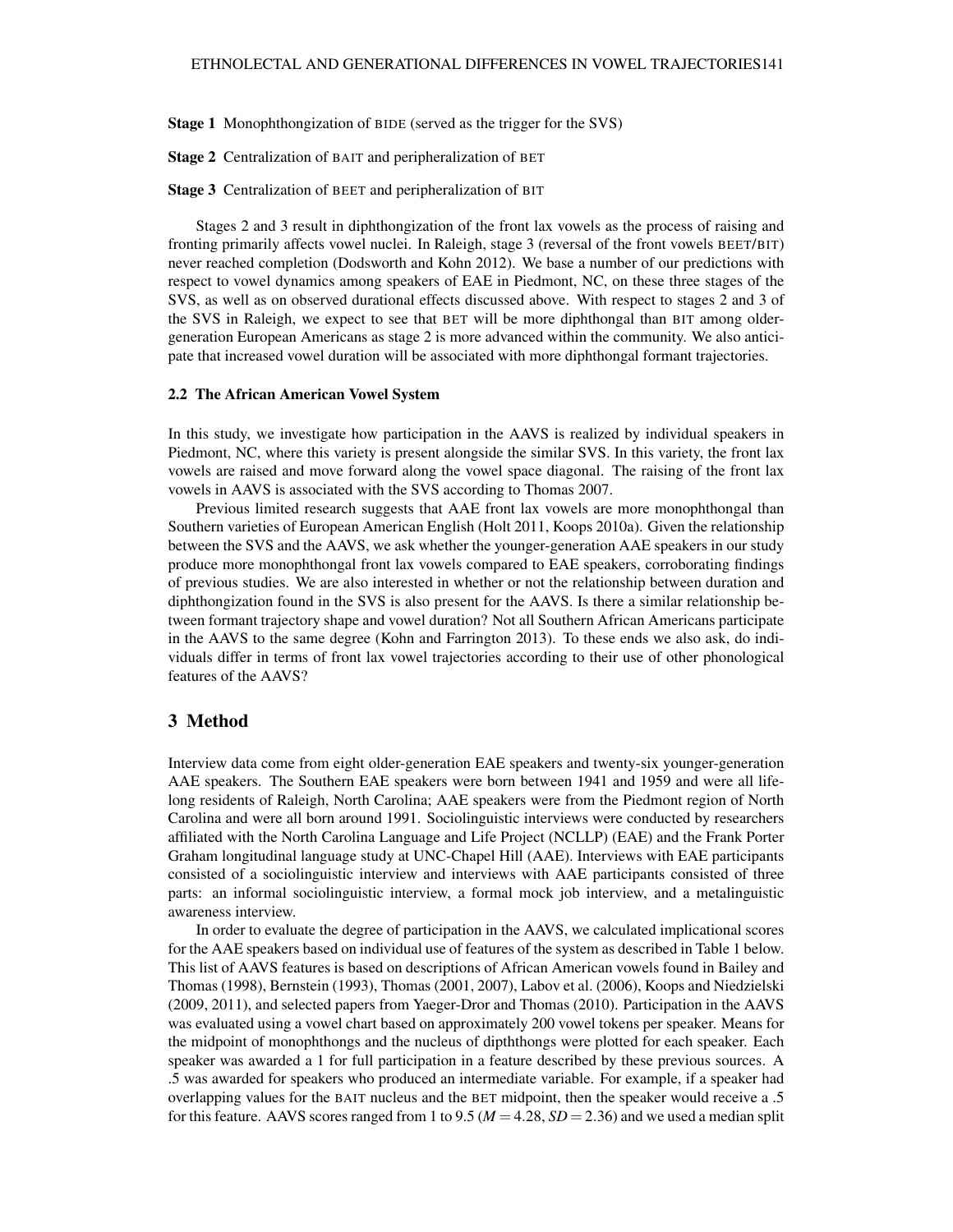**Stage 1** Monophthongization of BIDE (served as the trigger for the SVS)

**Stage 2** Centralization of BAIT and peripheralization of BET

**Stage 3** Centralization of BEET and peripheralization of BIT

Stages 2 and 3 result in diphthongization of the front lax vowels as the process of raising and fronting primarily affects vowel nuclei. In Raleigh, stage 3 (reversal of the front vowels BEET/BIT) never reached completion (Dodsworth and Kohn 2012). We base a number of our predictions with respect to vowel dynamics among speakers of EAE in Piedmont, NC, on these three stages of the SVS, as well as on observed durational effects discussed above. With respect to stages 2 and 3 of the SVS in Raleigh, we expect to see that BET will be more diphthongal than BIT among older-generation European Americans as stage 2 is more advanced within the community. We also anticipate that increased vowel duration will be associated with more diphthongal formant trajectories.

### 2.2 The African American Vowel System

In this study, we investigate how participation in the AAVS is realized by individual speakers in Piedmont, NC, where this variety is present alongside the similar SVS. In this variety, the front lax vowels are raised and move forward along the vowel space diagonal. The raising of the front lax vowels in AAVS is associated with the SVS according to Thomas 2007.

Previous limited research suggests that AAE front lax vowels are more monophthongal than Southern varieties of European American English (Holt 2011, Koops 2010a). Given the relationship between the SVS and the AAVS, we ask whether the younger-generation AAE speakers in our study produce more monophthongal front lax vowels compared to EAE speakers, corroborating findings of previous studies. We are also interested in whether or not the relationship between duration and diphthongization found in the SVS is also present for the AAVS. Is there a similar relationship between formant trajectory shape and vowel duration? Not all Southern African Americans participate in the AAVS to the same degree (Kohn and Farrington 2013). To these ends we also ask, do individuals differ in terms of front lax vowel trajectories according to their use of other phonological features of the AAVS?

## 3 Method

Interview data come from eight older-generation EAE speakers and twenty-six younger-generation AAE speakers. The Southern EAE speakers were born between 1941 and 1959 and were all lifelong residents of Raleigh, North Carolina; AAE speakers were from the Piedmont region of North Carolina and were all born around 1991. Sociolinguistic interviews were conducted by researchers affiliated with the North Carolina Language and Life Project (NCLLP) (EAE) and the Frank Porter Graham longitudinal language study at UNC-Chapel Hill (AAE). Interviews with EAE participants consisted of a sociolinguistic interview and interviews with AAE participants consisted of three parts: an informal sociolinguistic interview, a formal mock job interview, and a metalinguistic awareness interview.

In order to evaluate the degree of participation in the AAVS, we calculated implicational scores for the AAE speakers based on individual use of features of the system as described in Table 1 below. This list of AAVS features is based on descriptions of African American vowels found in Bailey and Thomas (1998), Bernstein (1993), Thomas (2001, 2007), Labov et al. (2006), Koops and Niedzielski (2009, 2011), and selected papers from Yaeger-Dror and Thomas (2010). Participation in the AAVS was evaluated using a vowel chart based on approximately 200 vowel tokens per speaker. Means for the midpoint of monophthongs and the nucleus of dipththongs were plotted for each speaker. Each speaker was awarded a 1 for full participation in a feature described by these previous sources. A .5 was awarded for speakers who produced an intermediate variable. For example, if a speaker had overlapping values for the BAIT nucleus and the BET midpoint, then the speaker would receive a .5 for this feature. AAVS scores ranged from 1 to 9.5 ($M = 4.28$, $SD = 2.36$) and we used a median split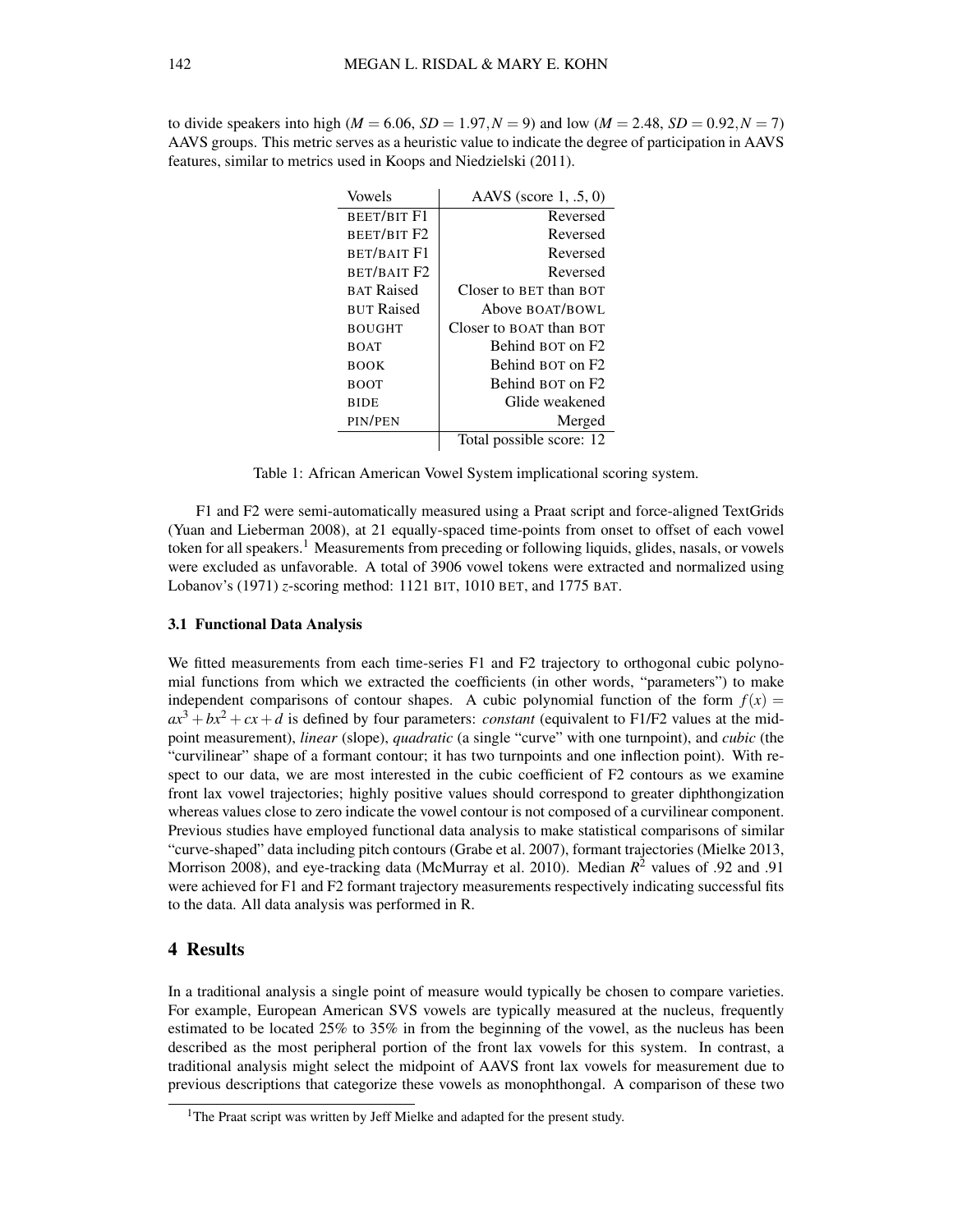to divide speakers into high ($M = 6.06$, $SD = 1.97, N = 9$) and low ($M = 2.48$, $SD = 0.92, N = 7$) AAVS groups. This metric serves as a heuristic value to indicate the degree of participation in AAVS features, similar to metrics used in Koops and Niedzielski (2011).

| Vowels | AAVS (score 1, .5, 0) |
|---|---|
| BEET/BIT F1 | Reversed |
| BEET/BIT F2 | Reversed |
| BET/BAIT F1 | Reversed |
| BET/BAIT F2 | Reversed |
| BAT Raised | Closer to BET than BOT |
| BUT Raised | Above BOAT/BOWL |
| BOUGHT | Closer to BOAT than BOT |
| BOAT | Behind BOT on F2 |
| BOOK | Behind BOT on F2 |
| BOOT | Behind BOT on F2 |
| BIDE | Glide weakened |
| PIN/PEN | Merged |
| | Total possible score: 12 |

Table 1: African American Vowel System implicational scoring system.

F1 and F2 were semi-automatically measured using a Praat script and force-aligned TextGrids (Yuan and Lieberman 2008), at 21 equally-spaced time-points from onset to offset of each vowel token for all speakers.[1] Measurements from preceding or following liquids, glides, nasals, or vowels were excluded as unfavorable. A total of 3906 vowel tokens were extracted and normalized using Lobanov's (1971) $z$-scoring method: 1121 BIT, 1010 BET, and 1775 BAT.

### 3.1 Functional Data Analysis

We fitted measurements from each time-series F1 and F2 trajectory to orthogonal cubic polynomial functions from which we extracted the coefficients (in other words, "parameters") to make independent comparisons of contour shapes. A cubic polynomial function of the form $f(x) = ax^3 + bx^2 + cx + d$ is defined by four parameters: *constant* (equivalent to F1/F2 values at the midpoint measurement), *linear* (slope), *quadratic* (a single "curve" with one turnpoint), and *cubic* (the "curvilinear" shape of a formant contour; it has two turnpoints and one inflection point). With respect to our data, we are most interested in the cubic coefficient of F2 contours as we examine front lax vowel trajectories; highly positive values should correspond to greater diphthongization whereas values close to zero indicate the vowel contour is not composed of a curvilinear component. Previous studies have employed functional data analysis to make statistical comparisons of similar "curve-shaped" data including pitch contours (Grabe et al. 2007), formant trajectories (Mielke 2013, Morrison 2008), and eye-tracking data (McMurray et al. 2010). Median $R^2$ values of .92 and .91 were achieved for F1 and F2 formant trajectory measurements respectively indicating successful fits to the data. All data analysis was performed in R.

## 4 Results

In a traditional analysis a single point of measure would typically be chosen to compare varieties. For example, European American SVS vowels are typically measured at the nucleus, frequently estimated to be located 25% to 35% in from the beginning of the vowel, as the nucleus has been described as the most peripheral portion of the front lax vowels for this system. In contrast, a traditional analysis might select the midpoint of AAVS front lax vowels for measurement due to previous descriptions that categorize these vowels as monophthongal. A comparison of these two

[1] The Praat script was written by Jeff Mielke and adapted for the present study.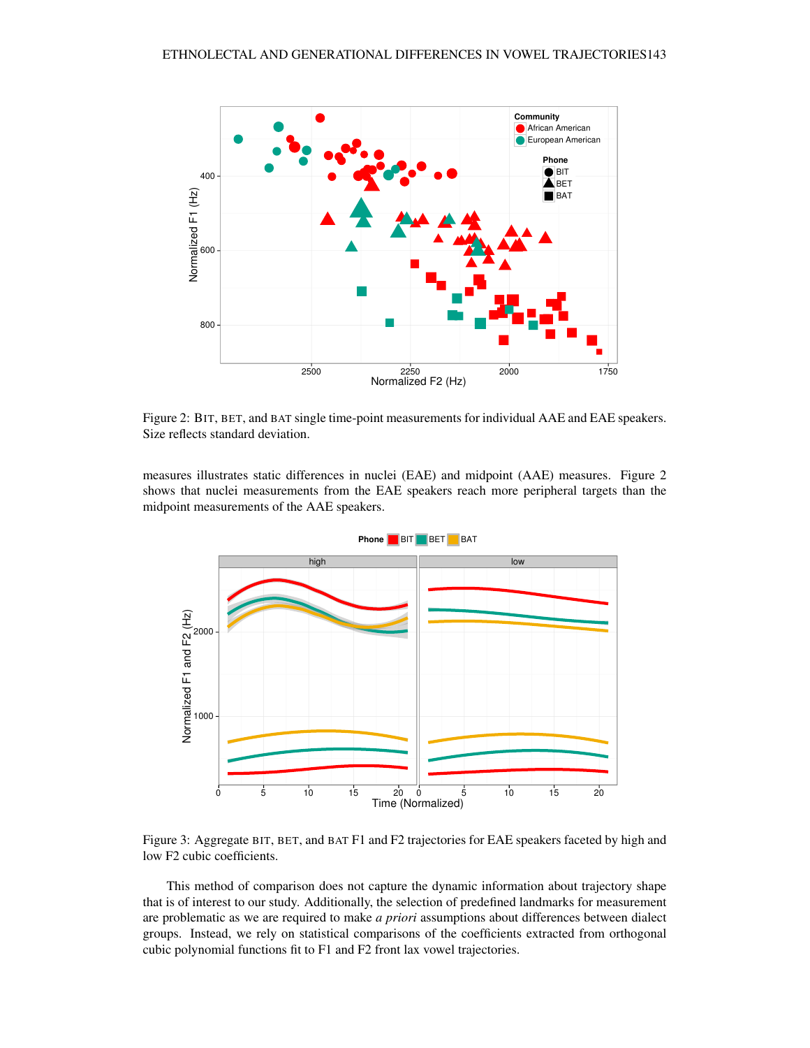Figure 2: BIT, BET, and BAT single time-point measurements for individual AAE and EAE speakers. Size reflects standard deviation.

measures illustrates static differences in nuclei (EAE) and midpoint (AAE) measures. Figure 2 shows that nuclei measurements from the EAE speakers reach more peripheral targets than the midpoint measurements of the AAE speakers.

Figure 3: Aggregate BIT, BET, and BAT F1 and F2 trajectories for EAE speakers faceted by high and low F2 cubic coefficients.

This method of comparison does not capture the dynamic information about trajectory shape that is of interest to our study. Additionally, the selection of predefined landmarks for measurement are problematic as we are required to make *a priori* assumptions about differences between dialect groups. Instead, we rely on statistical comparisons of the coefficients extracted from orthogonal cubic polynomial functions fit to F1 and F2 front lax vowel trajectories.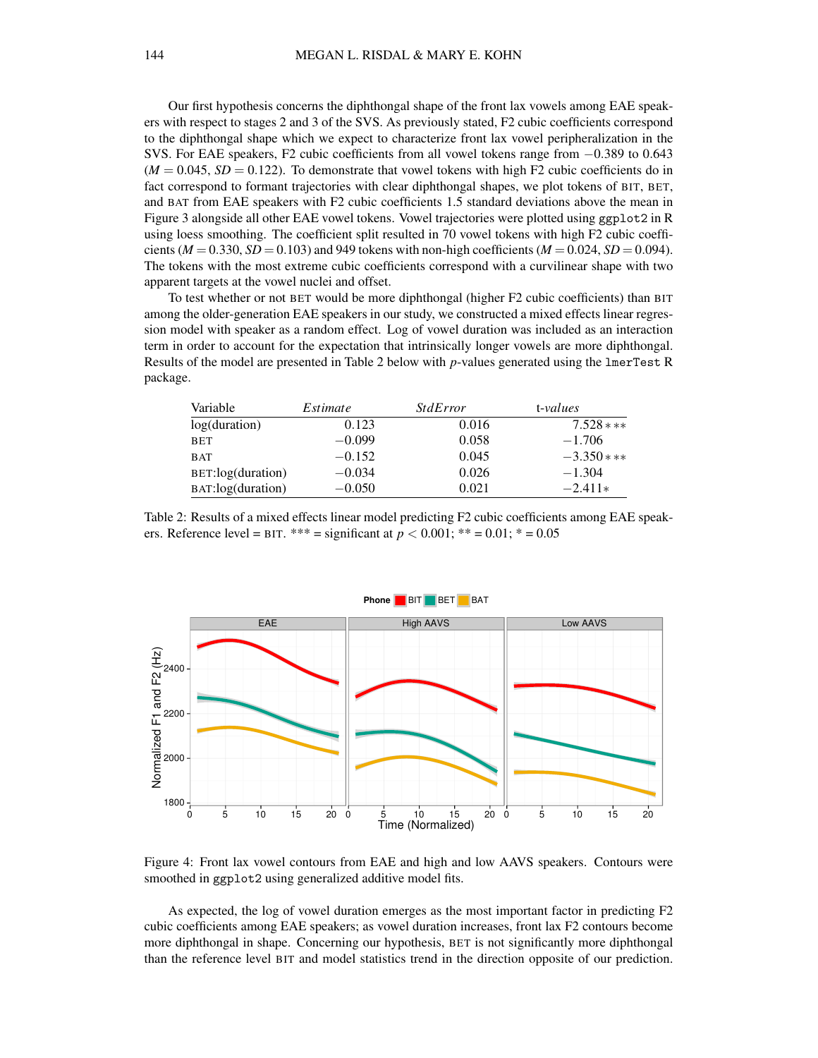Our first hypothesis concerns the diphthongal shape of the front lax vowels among EAE speakers with respect to stages 2 and 3 of the SVS. As previously stated, F2 cubic coefficients correspond to the diphthongal shape which we expect to characterize front lax vowel peripheralization in the SVS. For EAE speakers, F2 cubic coefficients from all vowel tokens range from $-0.389$ to $0.643$ ($M = 0.045$, $SD = 0.122$). To demonstrate that vowel tokens with high F2 cubic coefficients do in fact correspond to formant trajectories with clear diphthongal shapes, we plot tokens of BIT, BET, and BAT from EAE speakers with F2 cubic coefficients 1.5 standard deviations above the mean in Figure 3 alongside all other EAE vowel tokens. Vowel trajectories were plotted using `ggplot2` in R using loess smoothing. The coefficient split resulted in 70 vowel tokens with high F2 cubic coefficients ($M = 0.330$, $SD = 0.103$) and 949 tokens with non-high coefficients ($M = 0.024$, $SD = 0.094$). The tokens with the most extreme cubic coefficients correspond with a curvilinear shape with two apparent targets at the vowel nuclei and offset.

To test whether or not BET would be more diphthongal (higher F2 cubic coefficients) than BIT among the older-generation EAE speakers in our study, we constructed a mixed effects linear regression model with speaker as a random effect. Log of vowel duration was included as an interaction term in order to account for the expectation that intrinsically longer vowels are more diphthongal. Results of the model are presented in Table 2 below with $p$-values generated using the `lmerTest` R package.

| Variable | *Estimate* | *StdError* | t-*values* |
|---|---|---|---|
| log(duration) | 0.123 | 0.016 | 7.528 *** |
| BET | −0.099 | 0.058 | −1.706 |
| BAT | −0.152 | 0.045 | −3.350 *** |
| BET:log(duration) | −0.034 | 0.026 | −1.304 |
| BAT:log(duration) | −0.050 | 0.021 | −2.411 * |

Table 2: Results of a mixed effects linear model predicting F2 cubic coefficients among EAE speakers. Reference level = BIT. *** = significant at $p < 0.001$; ** = 0.01; * = 0.05

Figure 4: Front lax vowel contours from EAE and high and low AAVS speakers. Contours were smoothed in `ggplot2` using generalized additive model fits.

As expected, the log of vowel duration emerges as the most important factor in predicting F2 cubic coefficients among EAE speakers; as vowel duration increases, front lax F2 contours become more diphthongal in shape. Concerning our hypothesis, BET is not significantly more diphthongal than the reference level BIT and model statistics trend in the direction opposite of our prediction.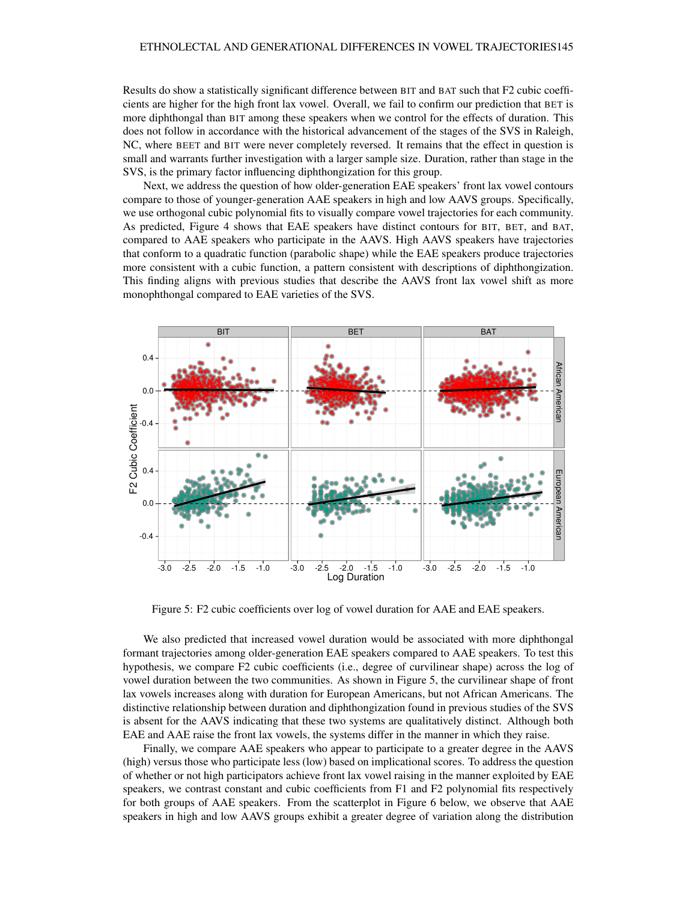Results do show a statistically significant difference between BIT and BAT such that F2 cubic coefficients are higher for the high front lax vowel. Overall, we fail to confirm our prediction that BET is more diphthongal than BIT among these speakers when we control for the effects of duration. This does not follow in accordance with the historical advancement of the stages of the SVS in Raleigh, NC, where BEET and BIT were never completely reversed. It remains that the effect in question is small and warrants further investigation with a larger sample size. Duration, rather than stage in the SVS, is the primary factor influencing diphthongization for this group.

Next, we address the question of how older-generation EAE speakers' front lax vowel contours compare to those of younger-generation AAE speakers in high and low AAVS groups. Specifically, we use orthogonal cubic polynomial fits to visually compare vowel trajectories for each community. As predicted, Figure 4 shows that EAE speakers have distinct contours for BIT, BET, and BAT, compared to AAE speakers who participate in the AAVS. High AAVS speakers have trajectories that conform to a quadratic function (parabolic shape) while the EAE speakers produce trajectories more consistent with a cubic function, a pattern consistent with descriptions of diphthongization. This finding aligns with previous studies that describe the AAVS front lax vowel shift as more monophthongal compared to EAE varieties of the SVS.

Figure 5: F2 cubic coefficients over log of vowel duration for AAE and EAE speakers.

We also predicted that increased vowel duration would be associated with more diphthongal formant trajectories among older-generation EAE speakers compared to AAE speakers. To test this hypothesis, we compare F2 cubic coefficients (i.e., degree of curvilinear shape) across the log of vowel duration between the two communities. As shown in Figure 5, the curvilinear shape of front lax vowels increases along with duration for European Americans, but not African Americans. The distinctive relationship between duration and diphthongization found in previous studies of the SVS is absent for the AAVS indicating that these two systems are qualitatively distinct. Although both EAE and AAE raise the front lax vowels, the systems differ in the manner in which they raise.

Finally, we compare AAE speakers who appear to participate to a greater degree in the AAVS (high) versus those who participate less (low) based on implicational scores. To address the question of whether or not high participators achieve front lax vowel raising in the manner exploited by EAE speakers, we contrast constant and cubic coefficients from F1 and F2 polynomial fits respectively for both groups of AAE speakers. From the scatterplot in Figure 6 below, we observe that AAE speakers in high and low AAVS groups exhibit a greater degree of variation along the distribution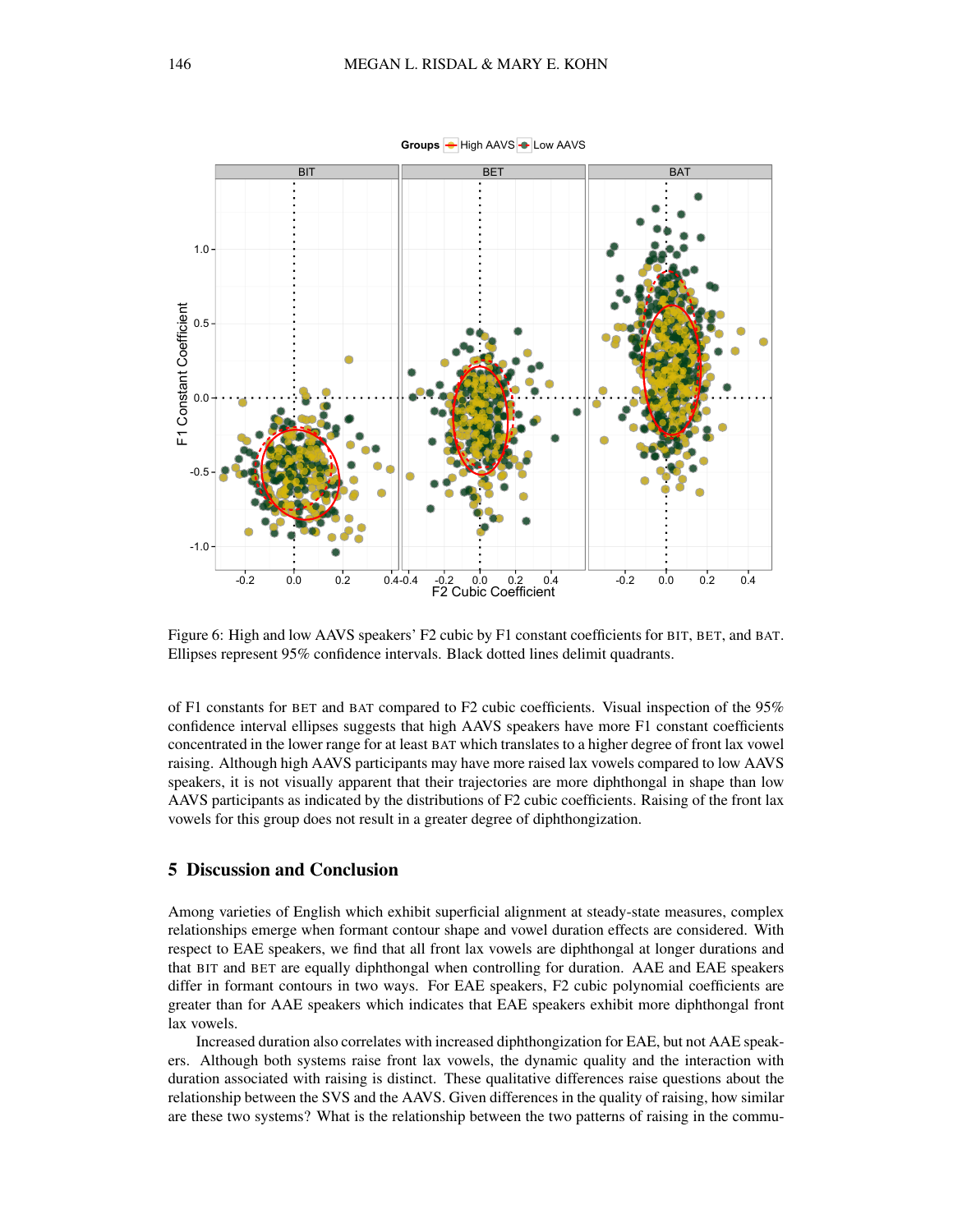Figure 6: High and low AAVS speakers' F2 cubic by F1 constant coefficients for BIT, BET, and BAT. Ellipses represent 95% confidence intervals. Black dotted lines delimit quadrants.

of F1 constants for BET and BAT compared to F2 cubic coefficients. Visual inspection of the 95% confidence interval ellipses suggests that high AAVS speakers have more F1 constant coefficients concentrated in the lower range for at least BAT which translates to a higher degree of front lax vowel raising. Although high AAVS participants may have more raised lax vowels compared to low AAVS speakers, it is not visually apparent that their trajectories are more diphthongal in shape than low AAVS participants as indicated by the distributions of F2 cubic coefficients. Raising of the front lax vowels for this group does not result in a greater degree of diphthongization.

## 5 Discussion and Conclusion

Among varieties of English which exhibit superficial alignment at steady-state measures, complex relationships emerge when formant contour shape and vowel duration effects are considered. With respect to EAE speakers, we find that all front lax vowels are diphthongal at longer durations and that BIT and BET are equally diphthongal when controlling for duration. AAE and EAE speakers differ in formant contours in two ways. For EAE speakers, F2 cubic polynomial coefficients are greater than for AAE speakers which indicates that EAE speakers exhibit more diphthongal front lax vowels.

Increased duration also correlates with increased diphthongization for EAE, but not AAE speakers. Although both systems raise front lax vowels, the dynamic quality and the interaction with duration associated with raising is distinct. These qualitative differences raise questions about the relationship between the SVS and the AAVS. Given differences in the quality of raising, how similar are these two systems? What is the relationship between the two patterns of raising in the commu-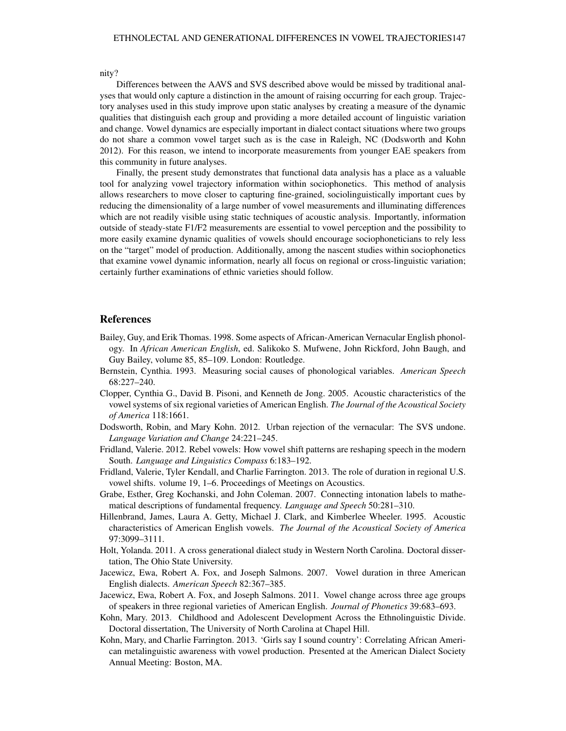nity?

Differences between the AAVS and SVS described above would be missed by traditional analyses that would only capture a distinction in the amount of raising occurring for each group. Trajectory analyses used in this study improve upon static analyses by creating a measure of the dynamic qualities that distinguish each group and providing a more detailed account of linguistic variation and change. Vowel dynamics are especially important in dialect contact situations where two groups do not share a common vowel target such as is the case in Raleigh, NC (Dodsworth and Kohn 2012). For this reason, we intend to incorporate measurements from younger EAE speakers from this community in future analyses.

Finally, the present study demonstrates that functional data analysis has a place as a valuable tool for analyzing vowel trajectory information within sociophonetics. This method of analysis allows researchers to move closer to capturing fine-grained, sociolinguistically important cues by reducing the dimensionality of a large number of vowel measurements and illuminating differences which are not readily visible using static techniques of acoustic analysis. Importantly, information outside of steady-state F1/F2 measurements are essential to vowel perception and the possibility to more easily examine dynamic qualities of vowels should encourage sociophoneticians to rely less on the "target" model of production. Additionally, among the nascent studies within sociophonetics that examine vowel dynamic information, nearly all focus on regional or cross-linguistic variation; certainly further examinations of ethnic varieties should follow.

## References

Bailey, Guy, and Erik Thomas. 1998. Some aspects of African-American Vernacular English phonology. In *African American English*, ed. Salikoko S. Mufwene, John Rickford, John Baugh, and Guy Bailey, volume 85, 85–109. London: Routledge.

Bernstein, Cynthia. 1993. Measuring social causes of phonological variables. *American Speech* 68:227–240.

Clopper, Cynthia G., David B. Pisoni, and Kenneth de Jong. 2005. Acoustic characteristics of the vowel systems of six regional varieties of American English. *The Journal of the Acoustical Society of America* 118:1661.

Dodsworth, Robin, and Mary Kohn. 2012. Urban rejection of the vernacular: The SVS undone. *Language Variation and Change* 24:221–245.

Fridland, Valerie. 2012. Rebel vowels: How vowel shift patterns are reshaping speech in the modern South. *Language and Linguistics Compass* 6:183–192.

Fridland, Valerie, Tyler Kendall, and Charlie Farrington. 2013. The role of duration in regional U.S. vowel shifts. volume 19, 1–6. Proceedings of Meetings on Acoustics.

Grabe, Esther, Greg Kochanski, and John Coleman. 2007. Connecting intonation labels to mathematical descriptions of fundamental frequency. *Language and Speech* 50:281–310.

Hillenbrand, James, Laura A. Getty, Michael J. Clark, and Kimberlee Wheeler. 1995. Acoustic characteristics of American English vowels. *The Journal of the Acoustical Society of America* 97:3099–3111.

Holt, Yolanda. 2011. A cross generational dialect study in Western North Carolina. Doctoral dissertation, The Ohio State University.

Jacewicz, Ewa, Robert A. Fox, and Joseph Salmons. 2007. Vowel duration in three American English dialects. *American Speech* 82:367–385.

Jacewicz, Ewa, Robert A. Fox, and Joseph Salmons. 2011. Vowel change across three age groups of speakers in three regional varieties of American English. *Journal of Phonetics* 39:683–693.

Kohn, Mary. 2013. Childhood and Adolescent Development Across the Ethnolinguistic Divide. Doctoral dissertation, The University of North Carolina at Chapel Hill.

Kohn, Mary, and Charlie Farrington. 2013. 'Girls say I sound country': Correlating African American metalinguistic awareness with vowel production. Presented at the American Dialect Society Annual Meeting: Boston, MA.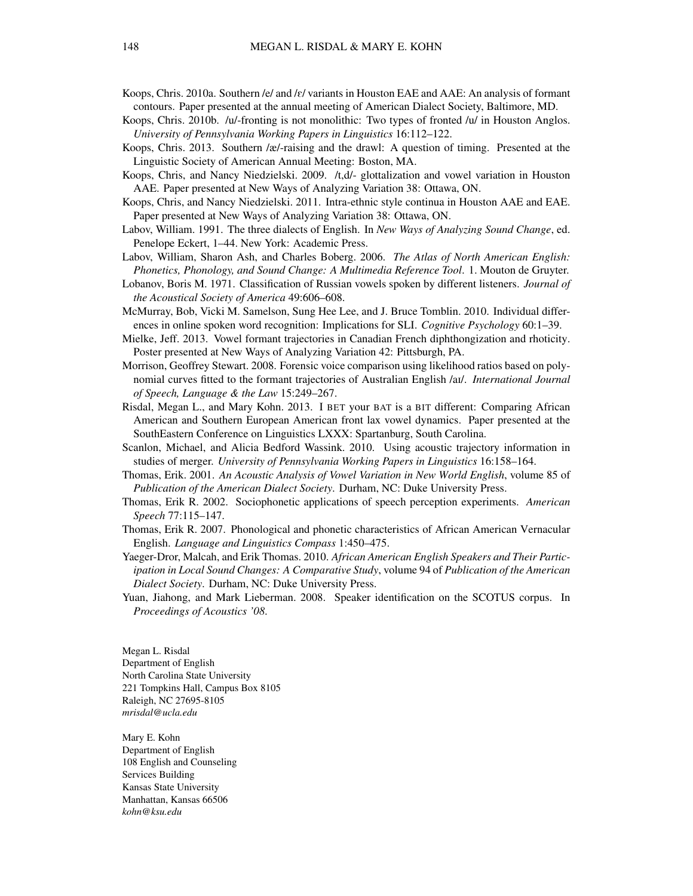Koops, Chris. 2010a. Southern /e/ and /ɛ/ variants in Houston EAE and AAE: An analysis of formant contours. Paper presented at the annual meeting of American Dialect Society, Baltimore, MD.

Koops, Chris. 2010b. /u/-fronting is not monolithic: Two types of fronted /u/ in Houston Anglos. *University of Pennsylvania Working Papers in Linguistics* 16:112–122.

Koops, Chris. 2013. Southern /æ/-raising and the drawl: A question of timing. Presented at the Linguistic Society of American Annual Meeting: Boston, MA.

Koops, Chris, and Nancy Niedzielski. 2009. /t,d/- glottalization and vowel variation in Houston AAE. Paper presented at New Ways of Analyzing Variation 38: Ottawa, ON.

Koops, Chris, and Nancy Niedzielski. 2011. Intra-ethnic style continua in Houston AAE and EAE. Paper presented at New Ways of Analyzing Variation 38: Ottawa, ON.

Labov, William. 1991. The three dialects of English. In *New Ways of Analyzing Sound Change*, ed. Penelope Eckert, 1–44. New York: Academic Press.

Labov, William, Sharon Ash, and Charles Boberg. 2006. *The Atlas of North American English: Phonetics, Phonology, and Sound Change: A Multimedia Reference Tool*. 1. Mouton de Gruyter.

Lobanov, Boris M. 1971. Classification of Russian vowels spoken by different listeners. *Journal of the Acoustical Society of America* 49:606–608.

McMurray, Bob, Vicki M. Samelson, Sung Hee Lee, and J. Bruce Tomblin. 2010. Individual differences in online spoken word recognition: Implications for SLI. *Cognitive Psychology* 60:1–39.

Mielke, Jeff. 2013. Vowel formant trajectories in Canadian French diphthongization and rhoticity. Poster presented at New Ways of Analyzing Variation 42: Pittsburgh, PA.

Morrison, Geoffrey Stewart. 2008. Forensic voice comparison using likelihood ratios based on polynomial curves fitted to the formant trajectories of Australian English /aɪ/. *International Journal of Speech, Language & the Law* 15:249–267.

Risdal, Megan L., and Mary Kohn. 2013. I BET your BAT is a BIT different: Comparing African American and Southern European American front lax vowel dynamics. Paper presented at the SouthEastern Conference on Linguistics LXXX: Spartanburg, South Carolina.

Scanlon, Michael, and Alicia Bedford Wassink. 2010. Using acoustic trajectory information in studies of merger. *University of Pennsylvania Working Papers in Linguistics* 16:158–164.

Thomas, Erik. 2001. *An Acoustic Analysis of Vowel Variation in New World English*, volume 85 of *Publication of the American Dialect Society*. Durham, NC: Duke University Press.

Thomas, Erik R. 2002. Sociophonetic applications of speech perception experiments. *American Speech* 77:115–147.

Thomas, Erik R. 2007. Phonological and phonetic characteristics of African American Vernacular English. *Language and Linguistics Compass* 1:450–475.

Yaeger-Dror, Malcah, and Erik Thomas. 2010. *African American English Speakers and Their Participation in Local Sound Changes: A Comparative Study*, volume 94 of *Publication of the American Dialect Society*. Durham, NC: Duke University Press.

Yuan, Jiahong, and Mark Lieberman. 2008. Speaker identification on the SCOTUS corpus. In *Proceedings of Acoustics '08*.

Megan L. Risdal
Department of English
North Carolina State University
221 Tompkins Hall, Campus Box 8105
Raleigh, NC 27695-8105
*mrisdal@ucla.edu*

Mary E. Kohn
Department of English
108 English and Counseling
Services Building
Kansas State University
Manhattan, Kansas 66506
*kohn@ksu.edu*